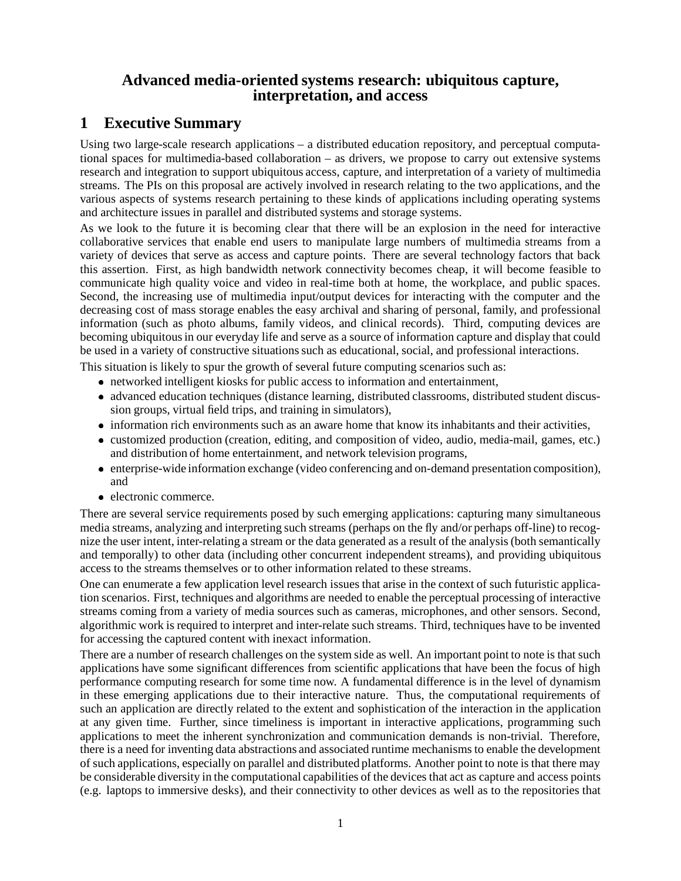# Advanced media-oriented systems research: ubiquitous capture, interpretation, and access

## 1 Executive Summary

Using two large-scale research applications – a distributed education repository, and perceptual computational spaces for multimedia-based collaboration – as drivers, we propose to carry out extensive systems research and integration to support ubiquitous access, capture, and interpretation of a variety of multimedia streams. The PIs on this proposal are actively involved in research relating to the two applications, and the various aspects of systems research pertaining to these kinds of applications including operating systems and architecture issues in parallel and distributed systems and storage systems.

As we look to the future it is becoming clear that there will be an explosion in the need for interactive collaborative services that enable end users to manipulate large numbers of multimedia streams from a variety of devices that serve as access and capture points. There are several technology factors that back this assertion. First, as high bandwidth network connectivity becomes cheap, it will become feasible to communicate high quality voice and video in real-time both at home, the workplace, and public spaces. Second, the increasing use of multimedia input/output devices for interacting with the computer and the decreasing cost of mass storage enables the easy archival and sharing of personal, family, and professional information (such as photo albums, family videos, and clinical records). Third, computing devices are becoming ubiquitous in our everyday life and serve as a source of information capture and display that could be used in a variety of constructive situations such as educational, social, and professional interactions.

This situation is likely to spur the growth of several future computing scenarios such as:

- networked intelligent kiosks for public access to information and entertainment,
- advanced education techniques (distance learning, distributed classrooms, distributed student discussion groups, virtual field trips, and training in simulators),
- information rich environments such as an aware home that know its inhabitants and their activities,
- customized production (creation, editing, and composition of video, audio, media-mail, games, etc.) and distribution of home entertainment, and network television programs,
- enterprise-wide information exchange (video conferencing and on-demand presentation composition), and
- electronic commerce.

There are several service requirements posed by such emerging applications: capturing many simultaneous media streams, analyzing and interpreting such streams (perhaps on the fly and/or perhaps off-line) to recognize the user intent, inter-relating a stream or the data generated as a result of the analysis (both semantically and temporally) to other data (including other concurrent independent streams), and providing ubiquitous access to the streams themselves or to other information related to these streams.

One can enumerate a few application level research issues that arise in the context of such futuristic application scenarios. First, techniques and algorithms are needed to enable the perceptual processing of interactive streams coming from a variety of media sources such as cameras, microphones, and other sensors. Second, algorithmic work is required to interpret and inter-relate such streams. Third, techniques have to be invented for accessing the captured content with inexact information.

There are a number of research challenges on the system side as well. An important point to note is that such applications have some significant differences from scientific applications that have been the focus of high performance computing research for some time now. A fundamental difference is in the level of dynamism in these emerging applications due to their interactive nature. Thus, the computational requirements of such an application are directly related to the extent and sophistication of the interaction in the application at any given time. Further, since timeliness is important in interactive applications, programming such applications to meet the inherent synchronization and communication demands is non-trivial. Therefore, there is a need for inventing data abstractions and associated runtime mechanisms to enable the development of such applications, especially on parallel and distributed platforms. Another point to note is that there may be considerable diversity in the computational capabilities of the devices that act as capture and access points (e.g. laptops to immersive desks), and their connectivity to other devices as well as to the repositories that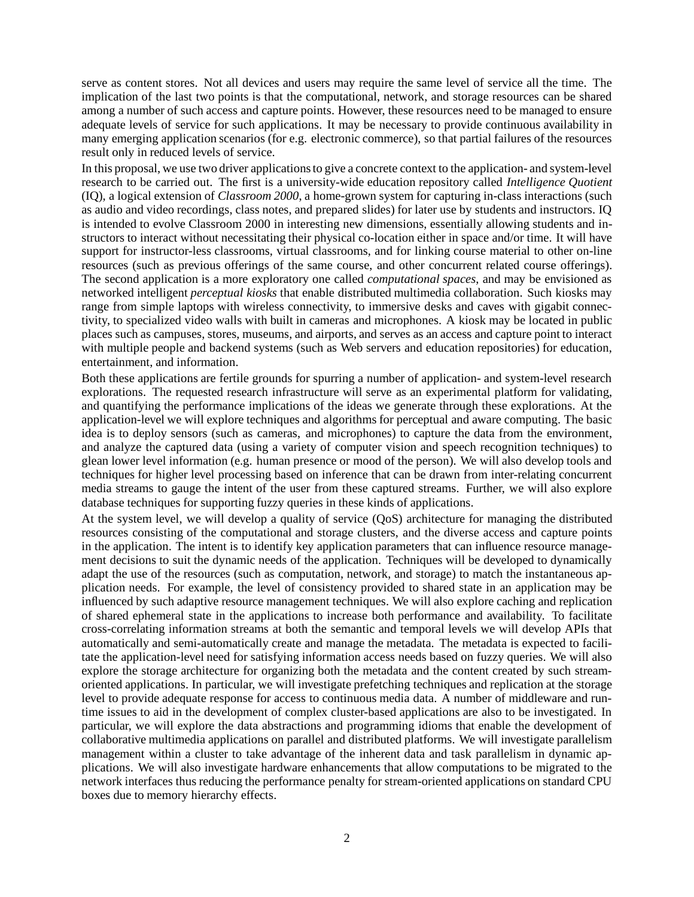serve as content stores. Not all devices and users may require the same level of service all the time. The implication of the last two points is that the computational, network, and storage resources can be shared among a number of such access and capture points. However, these resources need to be managed to ensure adequate levels of service for such applications. It may be necessary to provide continuous availability in many emerging application scenarios (for e.g. electronic commerce), so that partial failures of the resources result only in reduced levels of service.

In this proposal, we use two driver applications to give a concrete context to the application- and system-level research to be carried out. The first is a university-wide education repository called *Intelligence Quotient* (IQ), a logical extension of *Classroom 2000*, a home-grown system for capturing in-class interactions (such as audio and video recordings, class notes, and prepared slides) for later use by students and instructors. IQ is intended to evolve Classroom 2000 in interesting new dimensions, essentially allowing students and instructors to interact without necessitating their physical co-location either in space and/or time. It will have support for instructor-less classrooms, virtual classrooms, and for linking course material to other on-line resources (such as previous offerings of the same course, and other concurrent related course offerings). The second application is a more exploratory one called *computational spaces*, and may be envisioned as networked intelligent *perceptual kiosks* that enable distributed multimedia collaboration. Such kiosks may range from simple laptops with wireless connectivity, to immersive desks and caves with gigabit connectivity, to specialized video walls with built in cameras and microphones. A kiosk may be located in public places such as campuses, stores, museums, and airports, and serves as an access and capture point to interact with multiple people and backend systems (such as Web servers and education repositories) for education, entertainment, and information.

Both these applications are fertile grounds for spurring a number of application- and system-level research explorations. The requested research infrastructure will serve as an experimental platform for validating, and quantifying the performance implications of the ideas we generate through these explorations. At the application-level we will explore techniques and algorithms for perceptual and aware computing. The basic idea is to deploy sensors (such as cameras, and microphones) to capture the data from the environment, and analyze the captured data (using a variety of computer vision and speech recognition techniques) to glean lower level information (e.g. human presence or mood of the person). We will also develop tools and techniques for higher level processing based on inference that can be drawn from inter-relating concurrent media streams to gauge the intent of the user from these captured streams. Further, we will also explore database techniques for supporting fuzzy queries in these kinds of applications.

At the system level, we will develop a quality of service (QoS) architecture for managing the distributed resources consisting of the computational and storage clusters, and the diverse access and capture points in the application. The intent is to identify key application parameters that can influence resource management decisions to suit the dynamic needs of the application. Techniques will be developed to dynamically adapt the use of the resources (such as computation, network, and storage) to match the instantaneous application needs. For example, the level of consistency provided to shared state in an application may be influenced by such adaptive resource management techniques. We will also explore caching and replication of shared ephemeral state in the applications to increase both performance and availability. To facilitate cross-correlating information streams at both the semantic and temporal levels we will develop APIs that automatically and semi-automatically create and manage the metadata. The metadata is expected to facilitate the application-level need for satisfying information access needs based on fuzzy queries. We will also explore the storage architecture for organizing both the metadata and the content created by such stream-oriented applications. In particular, we will investigate prefetching techniques and replication at the storage level to provide adequate response for access to continuous media data. A number of middleware and runtime issues to aid in the development of complex cluster-based applications are also to be investigated. In particular, we will explore the data abstractions and programming idioms that enable the development of collaborative multimedia applications on parallel and distributed platforms. We will investigate parallelism management within a cluster to take advantage of the inherent data and task parallelism in dynamic applications. We will also investigate hardware enhancements that allow computations to be migrated to the network interfaces thus reducing the performance penalty for stream-oriented applications on standard CPU boxes due to memory hierarchy effects.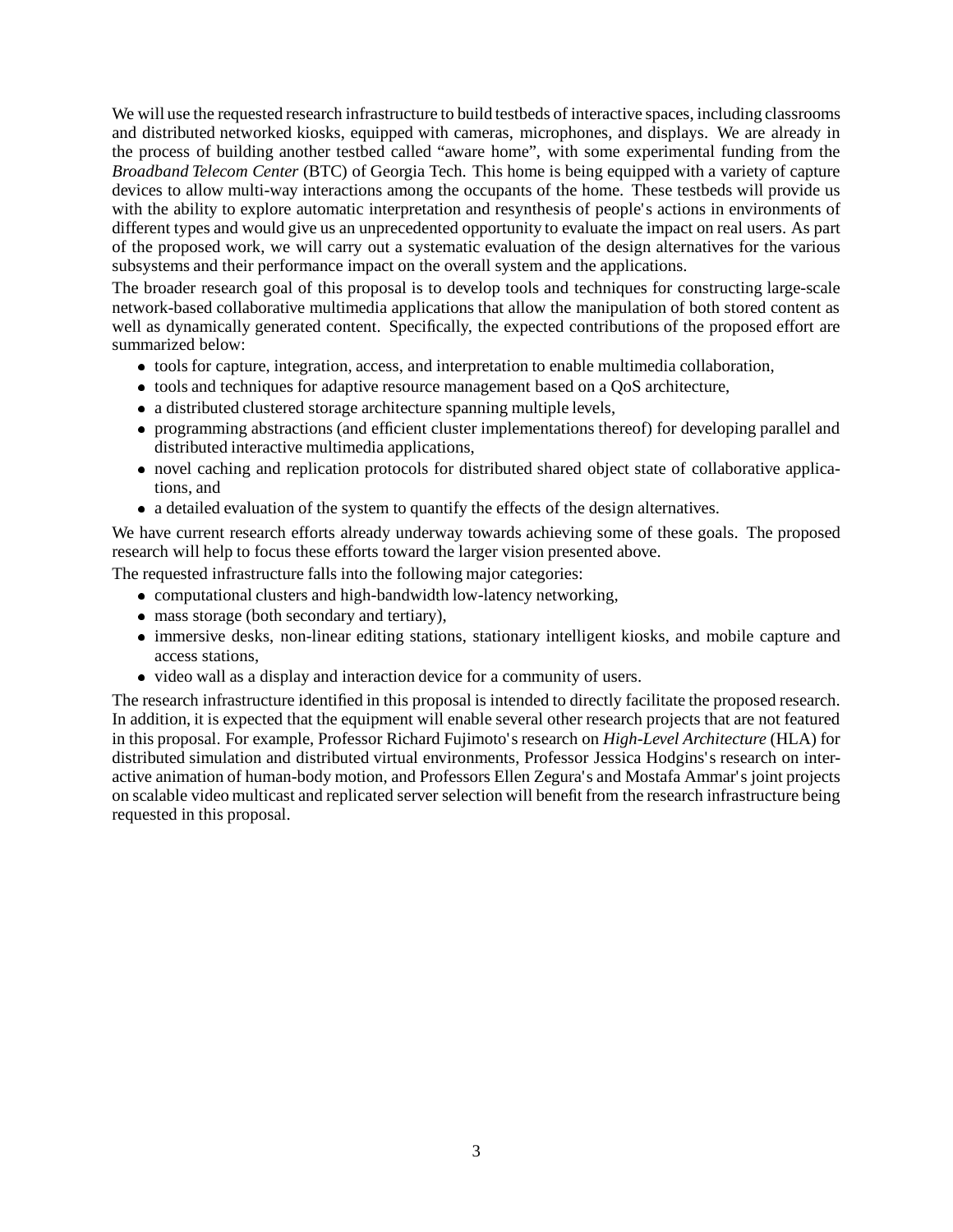We will use the requested research infrastructure to build testbeds of interactive spaces, including classrooms and distributed networked kiosks, equipped with cameras, microphones, and displays. We are already in the process of building another testbed called "aware home", with some experimental funding from the *Broadband Telecom Center* (BTC) of Georgia Tech. This home is being equipped with a variety of capture devices to allow multi-way interactions among the occupants of the home. These testbeds will provide us with the ability to explore automatic interpretation and resynthesis of people's actions in environments of different types and would give us an unprecedented opportunity to evaluate the impact on real users. As part of the proposed work, we will carry out a systematic evaluation of the design alternatives for the various subsystems and their performance impact on the overall system and the applications.

The broader research goal of this proposal is to develop tools and techniques for constructing large-scale network-based collaborative multimedia applications that allow the manipulation of both stored content as well as dynamically generated content. Specifically, the expected contributions of the proposed effort are summarized below:

- tools for capture, integration, access, and interpretation to enable multimedia collaboration,
- tools and techniques for adaptive resource management based on a QoS architecture,
- a distributed clustered storage architecture spanning multiple levels,
- programming abstractions (and efficient cluster implementations thereof) for developing parallel and distributed interactive multimedia applications,
- novel caching and replication protocols for distributed shared object state of collaborative applications, and
- a detailed evaluation of the system to quantify the effects of the design alternatives.

We have current research efforts already underway towards achieving some of these goals. The proposed research will help to focus these efforts toward the larger vision presented above.

The requested infrastructure falls into the following major categories:

- computational clusters and high-bandwidth low-latency networking,
- mass storage (both secondary and tertiary),
- immersive desks, non-linear editing stations, stationary intelligent kiosks, and mobile capture and access stations,
- video wall as a display and interaction device for a community of users.

The research infrastructure identified in this proposal is intended to directly facilitate the proposed research. In addition, it is expected that the equipment will enable several other research projects that are not featured in this proposal. For example, Professor Richard Fujimoto's research on *High-Level Architecture* (HLA) for distributed simulation and distributed virtual environments, Professor Jessica Hodgins's research on interactive animation of human-body motion, and Professors Ellen Zegura's and Mostafa Ammar's joint projects on scalable video multicast and replicated server selection will benefit from the research infrastructure being requested in this proposal.